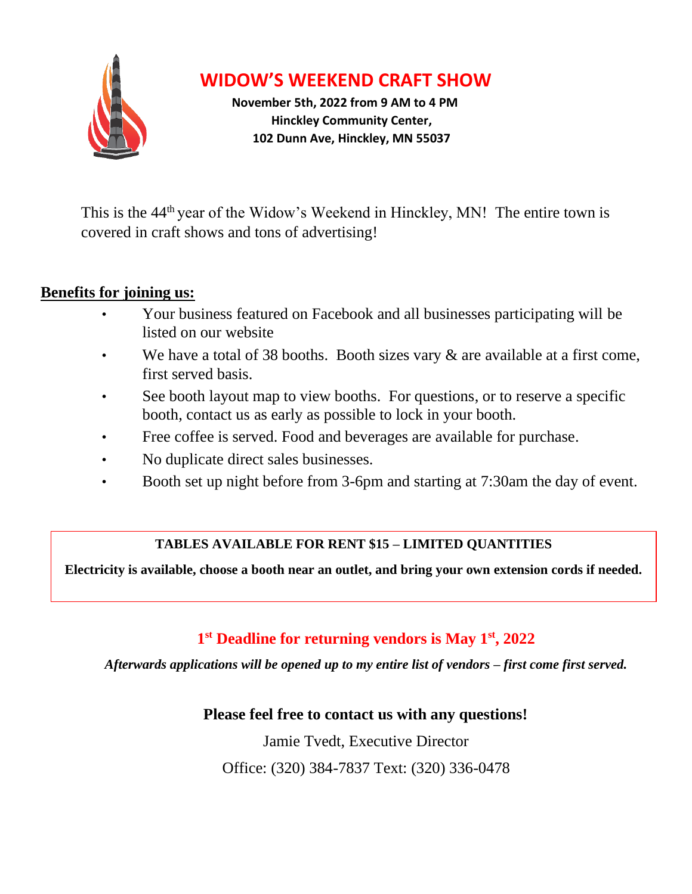# WIDOW'S WEEKEND CRAFT SHOW

**November 5th, 2022 from 9 AM to 4 PM**
**Hinckley Community Center,**
**102 Dunn Ave, Hinckley, MN 55037**

This is the 44th year of the Widow's Weekend in Hinckley, MN! The entire town is covered in craft shows and tons of advertising!

**Benefits for joining us:**

- Your business featured on Facebook and all businesses participating will be listed on our website
- We have a total of 38 booths. Booth sizes vary & are available at a first come, first served basis.
- See booth layout map to view booths. For questions, or to reserve a specific booth, contact us as early as possible to lock in your booth.
- Free coffee is served. Food and beverages are available for purchase.
- No duplicate direct sales businesses.
- Booth set up night before from 3-6pm and starting at 7:30am the day of event.

**TABLES AVAILABLE FOR RENT $15 – LIMITED QUANTITIES**

**Electricity is available, choose a booth near an outlet, and bring your own extension cords if needed.**

**1st Deadline for returning vendors is May 1st, 2022**

***Afterwards applications will be opened up to my entire list of vendors – first come first served.***

**Please feel free to contact us with any questions!**

Jamie Tvedt, Executive Director

Office: (320) 384-7837 Text: (320) 336-0478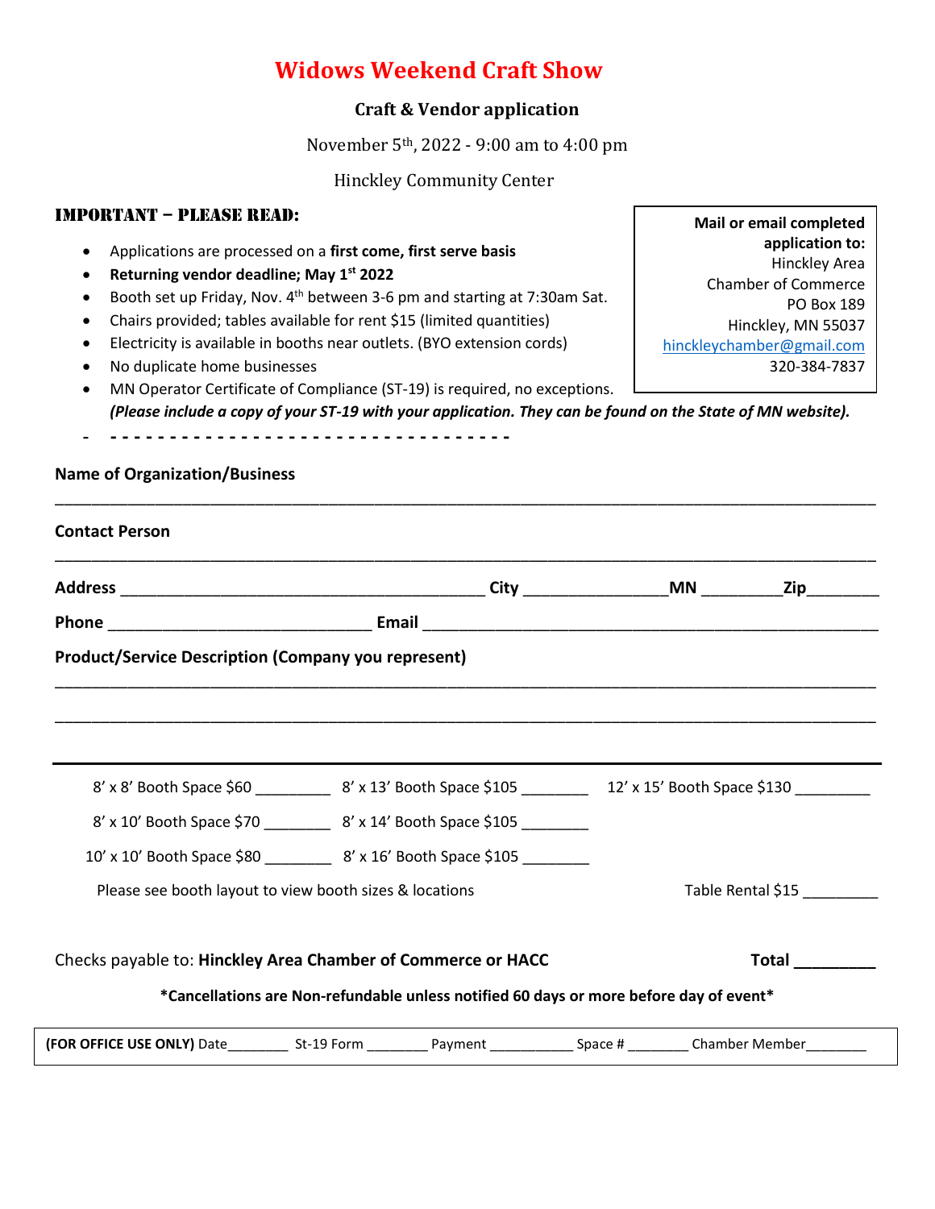# Widows Weekend Craft Show

## Craft & Vendor application

November 5th, 2022 - 9:00 am to 4:00 pm

Hinckley Community Center

### IMPORTANT – PLEASE READ:

- Applications are processed on a **first come, first serve basis**
- **Returning vendor deadline; May 1st 2022**
- Booth set up Friday, Nov. 4th between 3-6 pm and starting at 7:30am Sat.
- Chairs provided; tables available for rent $15 (limited quantities)
- Electricity is available in booths near outlets. (BYO extension cords)
- No duplicate home businesses
- MN Operator Certificate of Compliance (ST-19) is required, no exceptions. ***(Please include a copy of your ST-19 with your application. They can be found on the State of MN website).***

**Mail or email completed application to:**
Hinckley Area Chamber of Commerce
PO Box 189
Hinckley, MN 55037
hinckleychamber@gmail.com
320-384-7837

- - - - - - - - - - - - - - - - - - - - - - - - - - - - - - - - - - -

**Name of Organization/Business**

______________________________________________________________________________

**Contact Person**

______________________________________________________________________________

**Address** ________________________________________ **City** _______________ **MN** _________ **Zip** ________

**Phone** ____________________________ **Email** ______________________________________________

**Product/Service Description (Company you represent)**

______________________________________________________________________________

______________________________________________________________________________

---

8' x 8' Booth Space $60 _________ 8' x 13' Booth Space $105 ________ 12' x 15' Booth Space $130 _________

8' x 10' Booth Space $70 ________ 8' x 14' Booth Space $105 ________

10' x 10' Booth Space $80 ________ 8' x 16' Booth Space $105 ________

Please see booth layout to view booth sizes & locations Table Rental $15 _________

Checks payable to: **Hinckley Area Chamber of Commerce or HACC** **Total _________**

**\*Cancellations are Non-refundable unless notified 60 days or more before day of event\***

**(FOR OFFICE USE ONLY)** Date________ St-19 Form ________ Payment ___________ Space # ________ Chamber Member________